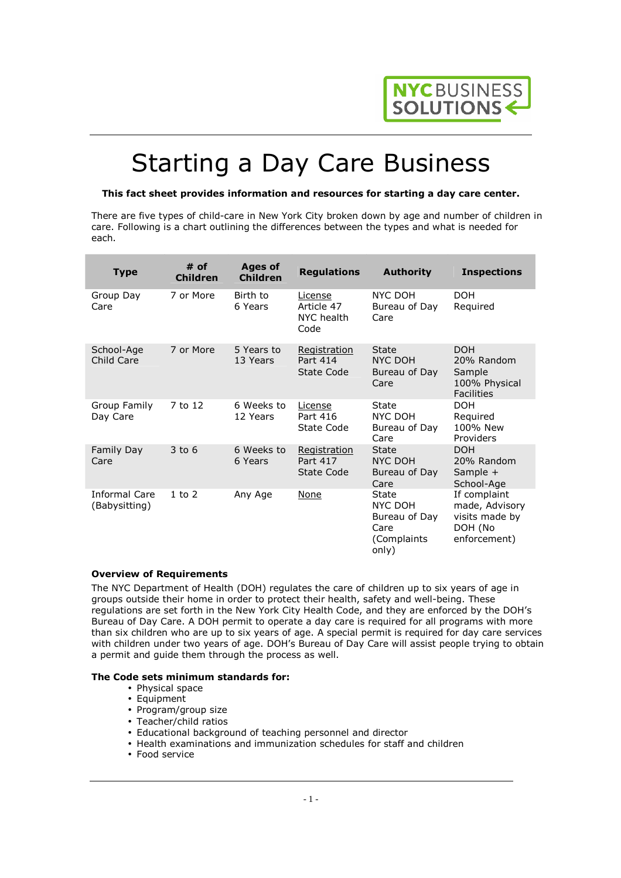# Starting a Day Care Business

**This fact sheet provides information and resources for starting a day care center.**

There are five types of child-care in New York City broken down by age and number of children in care. Following is a chart outlining the differences between the types and what is needed for each.

| Type | # of Children | Ages of Children | Regulations | Authority | Inspections |
|---|---|---|---|---|---|
| Group Day Care | 7 or More | Birth to 6 Years | License Article 47 NYC health Code | NYC DOH Bureau of Day Care | DOH Required |
| School-Age Child Care | 7 or More | 5 Years to 13 Years | Registration Part 414 State Code | State NYC DOH Bureau of Day Care | DOH 20% Random Sample 100% Physical Facilities |
| Group Family Day Care | 7 to 12 | 6 Weeks to 12 Years | License Part 416 State Code | State NYC DOH Bureau of Day Care | DOH Required 100% New Providers |
| Family Day Care | 3 to 6 | 6 Weeks to 6 Years | Registration Part 417 State Code | State NYC DOH Bureau of Day Care | DOH 20% Random Sample + School-Age |
| Informal Care (Babysitting) | 1 to 2 | Any Age | None | State NYC DOH Bureau of Day Care (Complaints only) | If complaint made, Advisory visits made by DOH (No enforcement) |

**Overview of Requirements**

The NYC Department of Health (DOH) regulates the care of children up to six years of age in groups outside their home in order to protect their health, safety and well-being. These regulations are set forth in the New York City Health Code, and they are enforced by the DOH's Bureau of Day Care. A DOH permit to operate a day care is required for all programs with more than six children who are up to six years of age. A special permit is required for day care services with children under two years of age. DOH's Bureau of Day Care will assist people trying to obtain a permit and guide them through the process as well.

**The Code sets minimum standards for:**

- Physical space
- Equipment
- Program/group size
- Teacher/child ratios
- Educational background of teaching personnel and director
- Health examinations and immunization schedules for staff and children
- Food service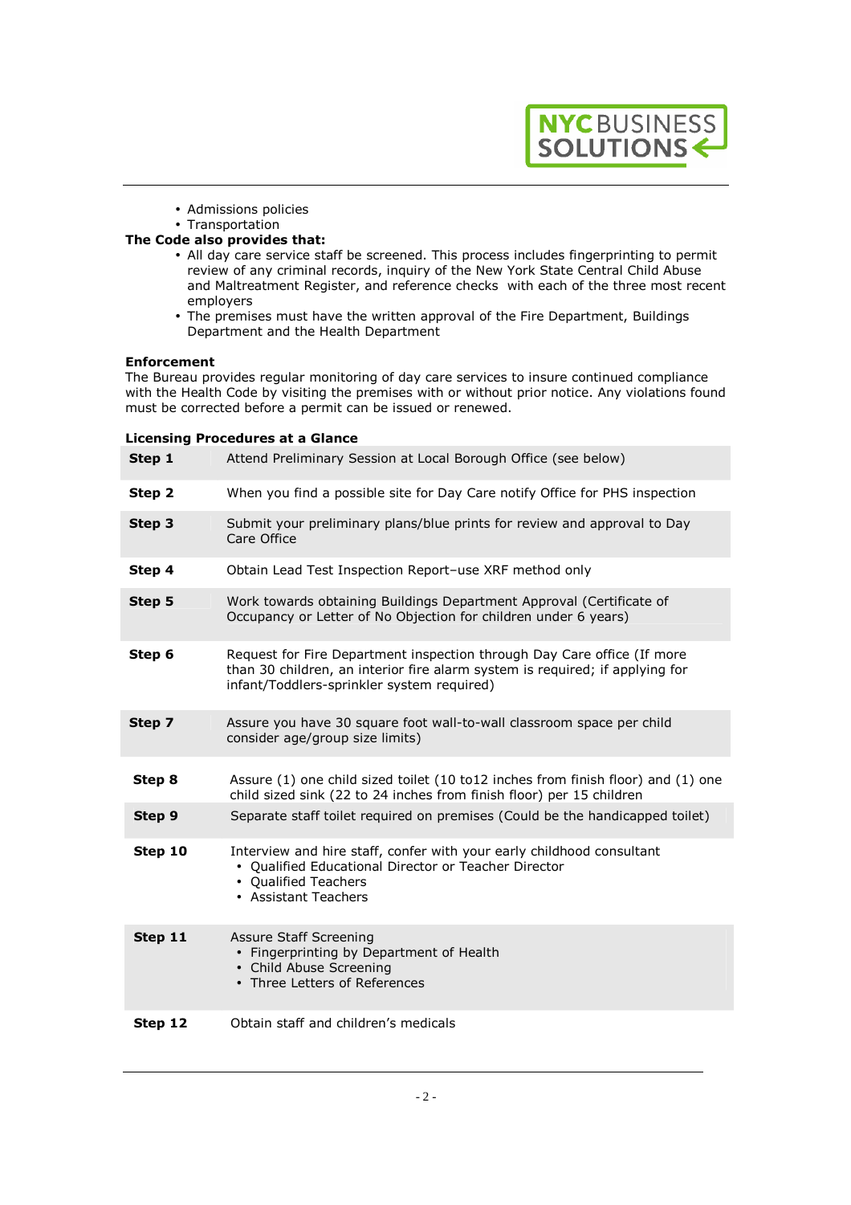- Admissions policies
- Transportation

**The Code also provides that:**

- All day care service staff be screened. This process includes fingerprinting to permit review of any criminal records, inquiry of the New York State Central Child Abuse and Maltreatment Register, and reference checks with each of the three most recent employers
- The premises must have the written approval of the Fire Department, Buildings Department and the Health Department

**Enforcement**

The Bureau provides regular monitoring of day care services to insure continued compliance with the Health Code by visiting the premises with or without prior notice. Any violations found must be corrected before a permit can be issued or renewed.

**Licensing Procedures at a Glance**

| | |
|---|---|
| **Step 1** | Attend Preliminary Session at Local Borough Office (see below) |
| **Step 2** | When you find a possible site for Day Care notify Office for PHS inspection |
| **Step 3** | Submit your preliminary plans/blue prints for review and approval to Day Care Office |
| **Step 4** | Obtain Lead Test Inspection Report–use XRF method only |
| **Step 5** | Work towards obtaining Buildings Department Approval (Certificate of Occupancy or Letter of No Objection for children under 6 years) |
| **Step 6** | Request for Fire Department inspection through Day Care office (If more than 30 children, an interior fire alarm system is required; if applying for infant/Toddlers-sprinkler system required) |
| **Step 7** | Assure you have 30 square foot wall-to-wall classroom space per child consider age/group size limits) |
| **Step 8** | Assure (1) one child sized toilet (10 to12 inches from finish floor) and (1) one child sized sink (22 to 24 inches from finish floor) per 15 children |
| **Step 9** | Separate staff toilet required on premises (Could be the handicapped toilet) |
| **Step 10** | Interview and hire staff, confer with your early childhood consultant<br>• Qualified Educational Director or Teacher Director<br>• Qualified Teachers<br>• Assistant Teachers |
| **Step 11** | Assure Staff Screening<br>• Fingerprinting by Department of Health<br>• Child Abuse Screening<br>• Three Letters of References |
| **Step 12** | Obtain staff and children's medicals |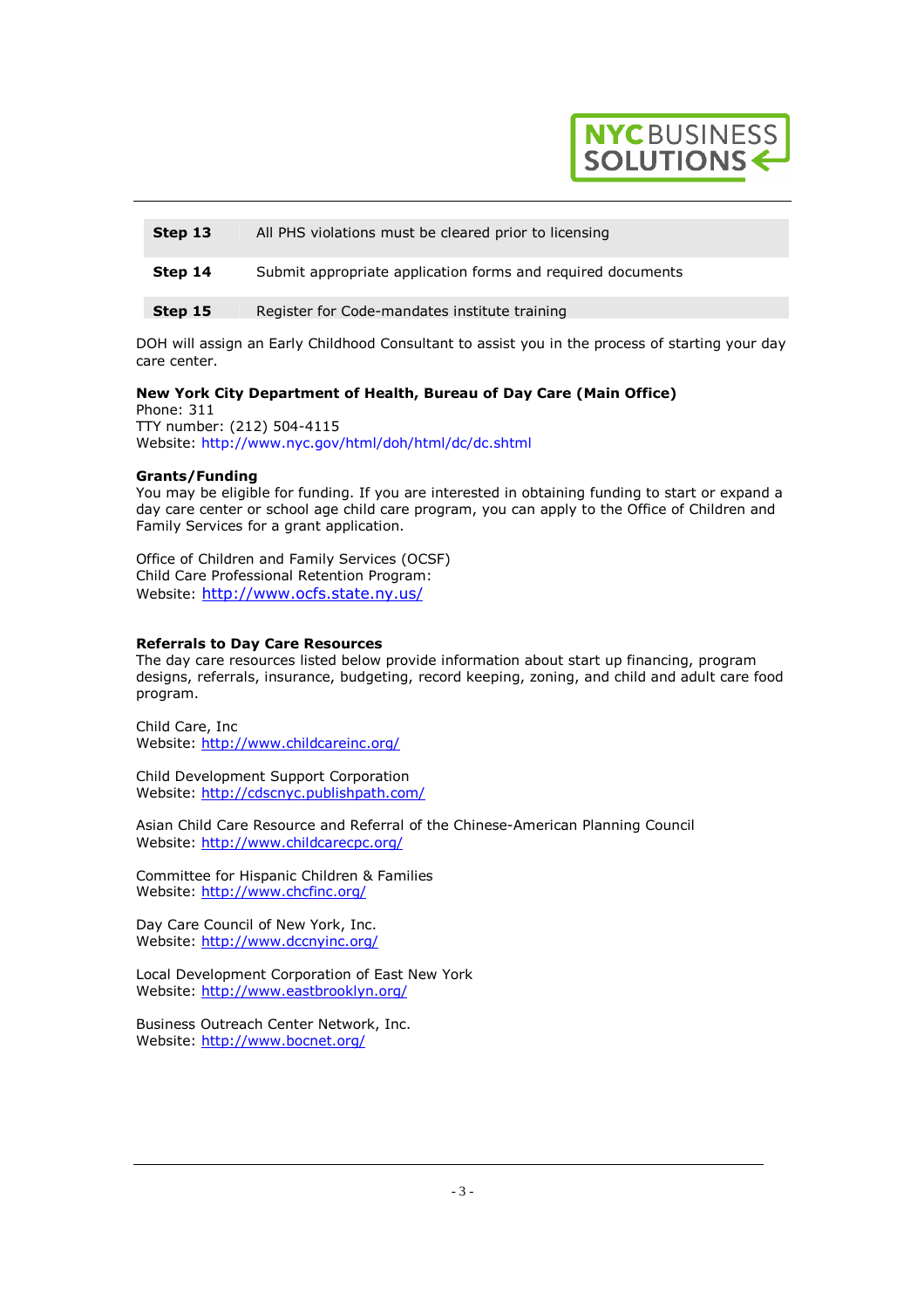| | |
|---|---|
| **Step 13** | All PHS violations must be cleared prior to licensing |
| **Step 14** | Submit appropriate application forms and required documents |
| **Step 15** | Register for Code-mandates institute training |

DOH will assign an Early Childhood Consultant to assist you in the process of starting your day care center.

**New York City Department of Health, Bureau of Day Care (Main Office)**
Phone: 311
TTY number: (212) 504-4115
Website: http://www.nyc.gov/html/doh/html/dc/dc.shtml

**Grants/Funding**
You may be eligible for funding. If you are interested in obtaining funding to start or expand a day care center or school age child care program, you can apply to the Office of Children and Family Services for a grant application.

Office of Children and Family Services (OCSF)
Child Care Professional Retention Program:
Website: http://www.ocfs.state.ny.us/

**Referrals to Day Care Resources**
The day care resources listed below provide information about start up financing, program designs, referrals, insurance, budgeting, record keeping, zoning, and child and adult care food program.

Child Care, Inc
Website: http://www.childcareinc.org/

Child Development Support Corporation
Website: http://cdscnyc.publishpath.com/

Asian Child Care Resource and Referral of the Chinese-American Planning Council
Website: http://www.childcarecpc.org/

Committee for Hispanic Children & Families
Website: http://www.chcfinc.org/

Day Care Council of New York, Inc.
Website: http://www.dccnyinc.org/

Local Development Corporation of East New York
Website: http://www.eastbrooklyn.org/

Business Outreach Center Network, Inc.
Website: http://www.bocnet.org/